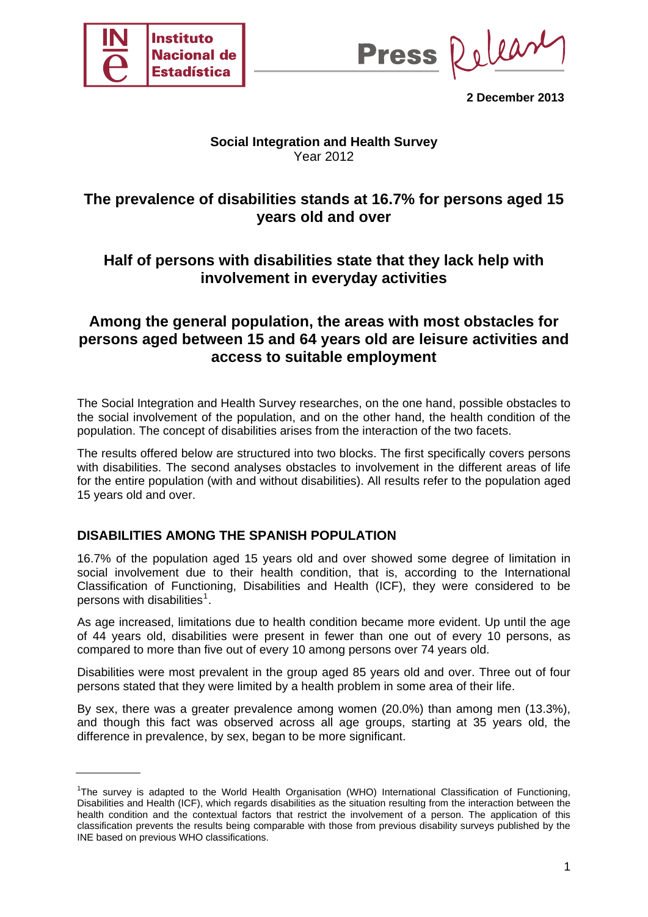2 December 2013

**Social Integration and Health Survey**
Year 2012

# The prevalence of disabilities stands at 16.7% for persons aged 15 years old and over

# Half of persons with disabilities state that they lack help with involvement in everyday activities

# Among the general population, the areas with most obstacles for persons aged between 15 and 64 years old are leisure activities and access to suitable employment

The Social Integration and Health Survey researches, on the one hand, possible obstacles to the social involvement of the population, and on the other hand, the health condition of the population. The concept of disabilities arises from the interaction of the two facets.

The results offered below are structured into two blocks. The first specifically covers persons with disabilities. The second analyses obstacles to involvement in the different areas of life for the entire population (with and without disabilities). All results refer to the population aged 15 years old and over.

## DISABILITIES AMONG THE SPANISH POPULATION

16.7% of the population aged 15 years old and over showed some degree of limitation in social involvement due to their health condition, that is, according to the International Classification of Functioning, Disabilities and Health (ICF), they were considered to be persons with disabilities[1].

As age increased, limitations due to health condition became more evident. Up until the age of 44 years old, disabilities were present in fewer than one out of every 10 persons, as compared to more than five out of every 10 among persons over 74 years old.

Disabilities were most prevalent in the group aged 85 years old and over. Three out of four persons stated that they were limited by a health problem in some area of their life.

By sex, there was a greater prevalence among women (20.0%) than among men (13.3%), and though this fact was observed across all age groups, starting at 35 years old, the difference in prevalence, by sex, began to be more significant.

---

[1]The survey is adapted to the World Health Organisation (WHO) International Classification of Functioning, Disabilities and Health (ICF), which regards disabilities as the situation resulting from the interaction between the health condition and the contextual factors that restrict the involvement of a person. The application of this classification prevents the results being comparable with those from previous disability surveys published by the INE based on previous WHO classifications.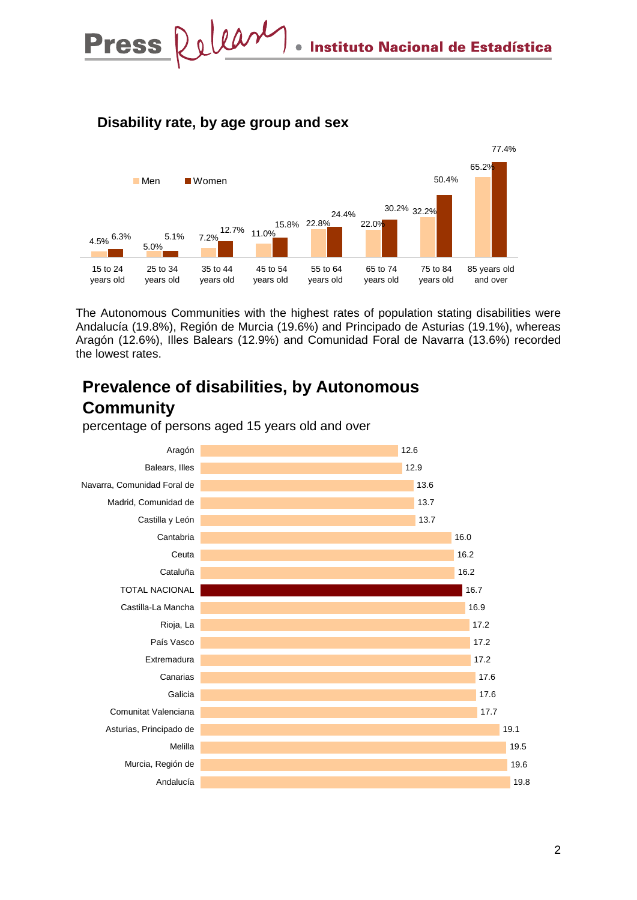## Disability rate, by age group and sex

Men
Women

15 to 24 years old: 4.5% 6.3%
25 to 34 years old: 5.0% 5.1%
35 to 44 years old: 7.2% 12.7%
45 to 54 years old: 11.0% 15.8%
55 to 64 years old: 22.8% 24.4%
65 to 74 years old: 22.0% 30.2%
75 to 84 years old: 32.2% 50.4%
85 years old and over: 65.2% 77.4%

The Autonomous Communities with the highest rates of population stating disabilities were Andalucía (19.8%), Región de Murcia (19.6%) and Principado de Asturias (19.1%), whereas Aragón (12.6%), Illes Balears (12.9%) and Comunidad Foral de Navarra (13.6%) recorded the lowest rates.

## Prevalence of disabilities, by Autonomous Community

percentage of persons aged 15 years old and over

Aragón 12.6
Balears, Illes 12.9
Navarra, Comunidad Foral de 13.6
Madrid, Comunidad de 13.7
Castilla y León 13.7
Cantabria 16.0
Ceuta 16.2
Cataluña 16.2
TOTAL NACIONAL 16.7
Castilla-La Mancha 16.9
Rioja, La 17.2
País Vasco 17.2
Extremadura 17.2
Canarias 17.6
Galicia 17.6
Comunitat Valenciana 17.7
Asturias, Principado de 19.1
Melilla 19.5
Murcia, Región de 19.6
Andalucía 19.8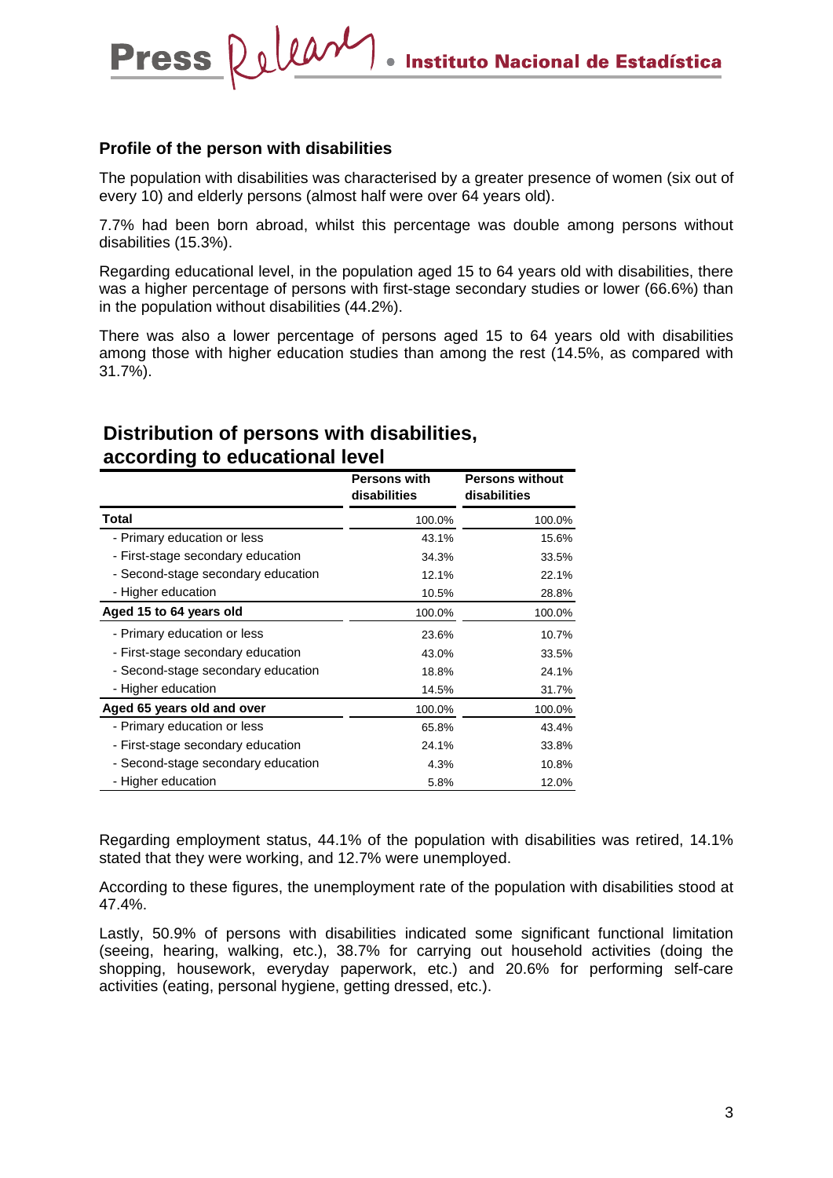### Profile of the person with disabilities

The population with disabilities was characterised by a greater presence of women (six out of every 10) and elderly persons (almost half were over 64 years old).

7.7% had been born abroad, whilst this percentage was double among persons without disabilities (15.3%).

Regarding educational level, in the population aged 15 to 64 years old with disabilities, there was a higher percentage of persons with first-stage secondary studies or lower (66.6%) than in the population without disabilities (44.2%).

There was also a lower percentage of persons aged 15 to 64 years old with disabilities among those with higher education studies than among the rest (14.5%, as compared with 31.7%).

## Distribution of persons with disabilities, according to educational level

| | Persons with disabilities | Persons without disabilities |
|---|---|---|
| **Total** | 100.0% | 100.0% |
| - Primary education or less | 43.1% | 15.6% |
| - First-stage secondary education | 34.3% | 33.5% |
| - Second-stage secondary education | 12.1% | 22.1% |
| - Higher education | 10.5% | 28.8% |
| **Aged 15 to 64 years old** | 100.0% | 100.0% |
| - Primary education or less | 23.6% | 10.7% |
| - First-stage secondary education | 43.0% | 33.5% |
| - Second-stage secondary education | 18.8% | 24.1% |
| - Higher education | 14.5% | 31.7% |
| **Aged 65 years old and over** | 100.0% | 100.0% |
| - Primary education or less | 65.8% | 43.4% |
| - First-stage secondary education | 24.1% | 33.8% |
| - Second-stage secondary education | 4.3% | 10.8% |
| - Higher education | 5.8% | 12.0% |

Regarding employment status, 44.1% of the population with disabilities was retired, 14.1% stated that they were working, and 12.7% were unemployed.

According to these figures, the unemployment rate of the population with disabilities stood at 47.4%.

Lastly, 50.9% of persons with disabilities indicated some significant functional limitation (seeing, hearing, walking, etc.), 38.7% for carrying out household activities (doing the shopping, housework, everyday paperwork, etc.) and 20.6% for performing self-care activities (eating, personal hygiene, getting dressed, etc.).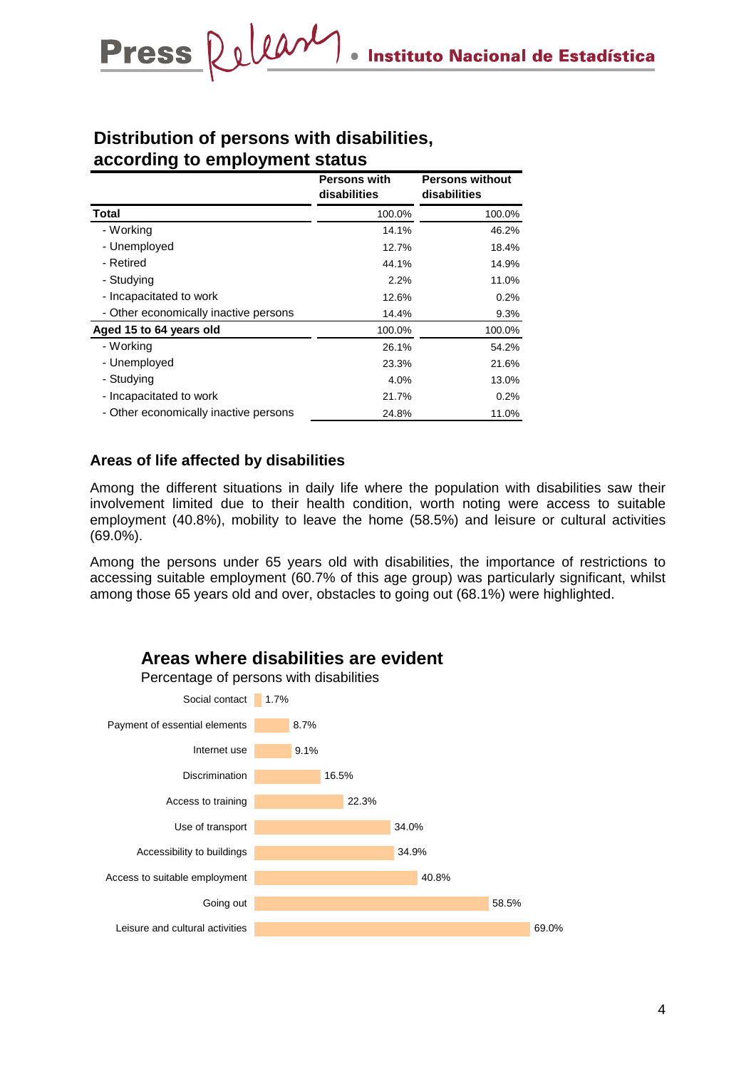## Distribution of persons with disabilities, according to employment status

| | Persons with disabilities | Persons without disabilities |
|---|---|---|
| **Total** | 100.0% | 100.0% |
| - Working | 14.1% | 46.2% |
| - Unemployed | 12.7% | 18.4% |
| - Retired | 44.1% | 14.9% |
| - Studying | 2.2% | 11.0% |
| - Incapacitated to work | 12.6% | 0.2% |
| - Other economically inactive persons | 14.4% | 9.3% |
| **Aged 15 to 64 years old** | 100.0% | 100.0% |
| - Working | 26.1% | 54.2% |
| - Unemployed | 23.3% | 21.6% |
| - Studying | 4.0% | 13.0% |
| - Incapacitated to work | 21.7% | 0.2% |
| - Other economically inactive persons | 24.8% | 11.0% |

### Areas of life affected by disabilities

Among the different situations in daily life where the population with disabilities saw their involvement limited due to their health condition, worth noting were access to suitable employment (40.8%), mobility to leave the home (58.5%) and leisure or cultural activities (69.0%).

Among the persons under 65 years old with disabilities, the importance of restrictions to accessing suitable employment (60.7% of this age group) was particularly significant, whilst among those 65 years old and over, obstacles to going out (68.1%) were highlighted.

## Areas where disabilities are evident

Percentage of persons with disabilities

Social contact 1.7%
Payment of essential elements 8.7%
Internet use 9.1%
Discrimination 16.5%
Access to training 22.3%
Use of transport 34.0%
Accessibility to buildings 34.9%
Access to suitable employment 40.8%
Going out 58.5%
Leisure and cultural activities 69.0%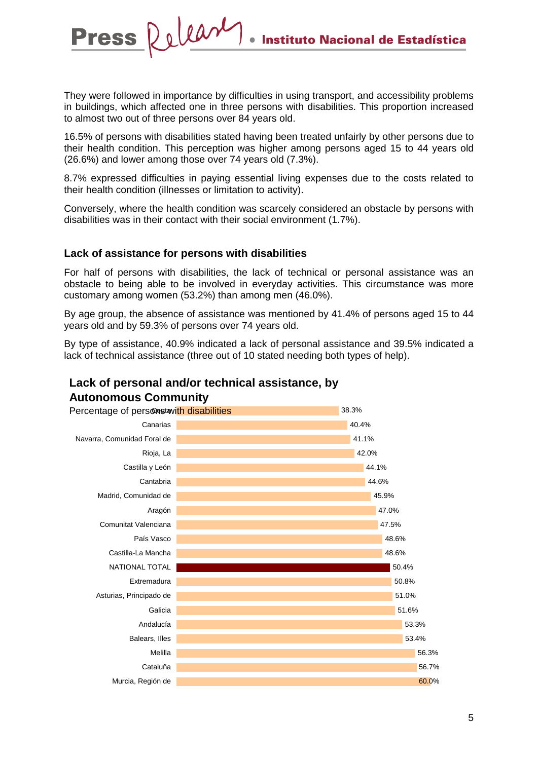They were followed in importance by difficulties in using transport, and accessibility problems in buildings, which affected one in three persons with disabilities. This proportion increased to almost two out of three persons over 84 years old.

16.5% of persons with disabilities stated having been treated unfairly by other persons due to their health condition. This perception was higher among persons aged 15 to 44 years old (26.6%) and lower among those over 74 years old (7.3%).

8.7% expressed difficulties in paying essential living expenses due to the costs related to their health condition (illnesses or limitation to activity).

Conversely, where the health condition was scarcely considered an obstacle by persons with disabilities was in their contact with their social environment (1.7%).

### Lack of assistance for persons with disabilities

For half of persons with disabilities, the lack of technical or personal assistance was an obstacle to being able to be involved in everyday activities. This circumstance was more customary among women (53.2%) than among men (46.0%).

By age group, the absence of assistance was mentioned by 41.4% of persons aged 15 to 44 years old and by 59.3% of persons over 74 years old.

By type of assistance, 40.9% indicated a lack of personal assistance and 39.5% indicated a lack of technical assistance (three out of 10 stated needing both types of help).

**Lack of personal and/or technical assistance, by Autonomous Community**

Percentage of persons with disabilities

Ceuta 38.3%
Canarias 40.4%
Navarra, Comunidad Foral de 41.1%
Rioja, La 42.0%
Castilla y León 44.1%
Cantabria 44.6%
Madrid, Comunidad de 45.9%
Aragón 47.0%
Comunitat Valenciana 47.5%
País Vasco 48.6%
Castilla-La Mancha 48.6%
NATIONAL TOTAL 50.4%
Extremadura 50.8%
Asturias, Principado de 51.0%
Galicia 51.6%
Andalucía 53.3%
Balears, Illes 53.4%
Melilla 56.3%
Cataluña 56.7%
Murcia, Región de 60.0%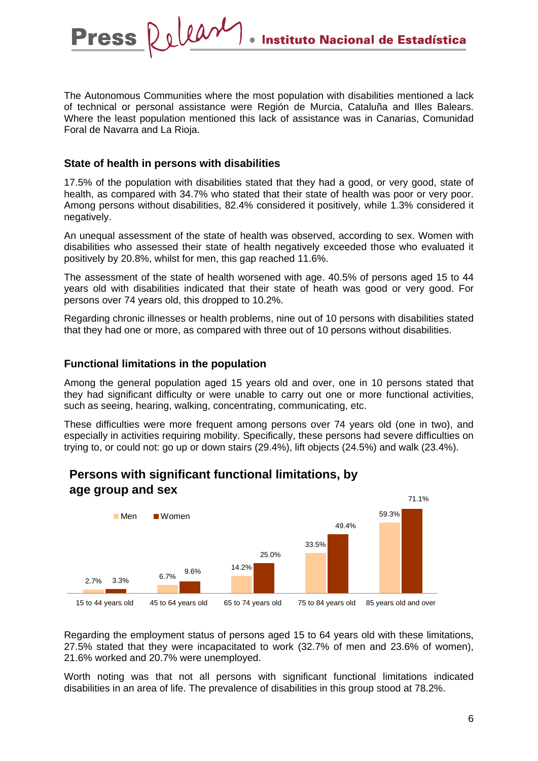The Autonomous Communities where the most population with disabilities mentioned a lack of technical or personal assistance were Región de Murcia, Cataluña and Illes Balears. Where the least population mentioned this lack of assistance was in Canarias, Comunidad Foral de Navarra and La Rioja.

### State of health in persons with disabilities

17.5% of the population with disabilities stated that they had a good, or very good, state of health, as compared with 34.7% who stated that their state of health was poor or very poor. Among persons without disabilities, 82.4% considered it positively, while 1.3% considered it negatively.

An unequal assessment of the state of health was observed, according to sex. Women with disabilities who assessed their state of health negatively exceeded those who evaluated it positively by 20.8%, whilst for men, this gap reached 11.6%.

The assessment of the state of health worsened with age. 40.5% of persons aged 15 to 44 years old with disabilities indicated that their state of heath was good or very good. For persons over 74 years old, this dropped to 10.2%.

Regarding chronic illnesses or health problems, nine out of 10 persons with disabilities stated that they had one or more, as compared with three out of 10 persons without disabilities.

### Functional limitations in the population

Among the general population aged 15 years old and over, one in 10 persons stated that they had significant difficulty or were unable to carry out one or more functional activities, such as seeing, hearing, walking, concentrating, communicating, etc.

These difficulties were more frequent among persons over 74 years old (one in two), and especially in activities requiring mobility. Specifically, these persons had severe difficulties on trying to, or could not: go up or down stairs (29.4%), lift objects (24.5%) and walk (23.4%).

**Persons with significant functional limitations, by age group and sex**

Men
Women

15 to 44 years old: 2.7% 3.3%
45 to 64 years old: 6.7% 9.6%
65 to 74 years old: 14.2% 25.0%
75 to 84 years old: 33.5% 49.4%
85 years old and over: 59.3% 71.1%

Regarding the employment status of persons aged 15 to 64 years old with these limitations, 27.5% stated that they were incapacitated to work (32.7% of men and 23.6% of women), 21.6% worked and 20.7% were unemployed.

Worth noting was that not all persons with significant functional limitations indicated disabilities in an area of life. The prevalence of disabilities in this group stood at 78.2%.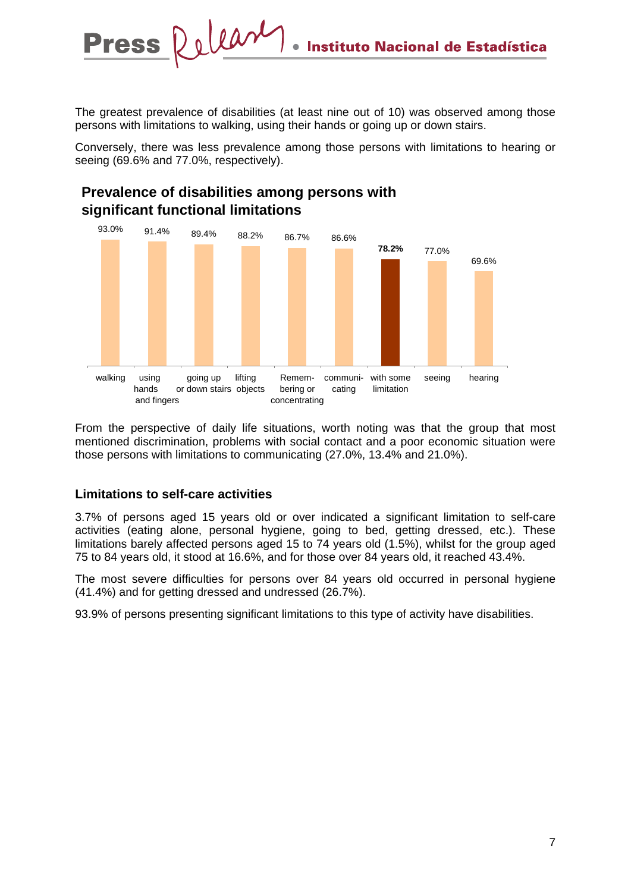The greatest prevalence of disabilities (at least nine out of 10) was observed among those persons with limitations to walking, using their hands or going up or down stairs.

Conversely, there was less prevalence among those persons with limitations to hearing or seeing (69.6% and 77.0%, respectively).

### Prevalence of disabilities among persons with significant functional limitations

| walking | using hands and fingers | going up or down stairs | lifting objects | Remembering or concentrating | communicating | with some limitation | seeing | hearing |
|---|---|---|---|---|---|---|---|---|
| 93.0% | 91.4% | 89.4% | 88.2% | 86.7% | 86.6% | **78.2%** | 77.0% | 69.6% |

From the perspective of daily life situations, worth noting was that the group that most mentioned discrimination, problems with social contact and a poor economic situation were those persons with limitations to communicating (27.0%, 13.4% and 21.0%).

### Limitations to self-care activities

3.7% of persons aged 15 years old or over indicated a significant limitation to self-care activities (eating alone, personal hygiene, going to bed, getting dressed, etc.). These limitations barely affected persons aged 15 to 74 years old (1.5%), whilst for the group aged 75 to 84 years old, it stood at 16.6%, and for those over 84 years old, it reached 43.4%.

The most severe difficulties for persons over 84 years old occurred in personal hygiene (41.4%) and for getting dressed and undressed (26.7%).

93.9% of persons presenting significant limitations to this type of activity have disabilities.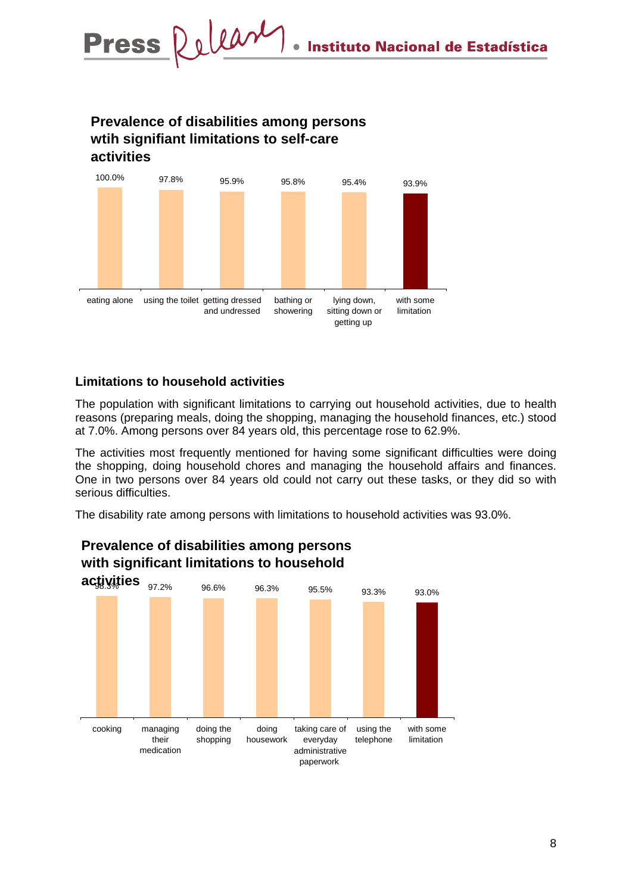## Prevalence of disabilities among persons wtih signifiant limitations to self-care activities

100.0%
97.8%
95.9%
95.8%
95.4%
93.9%

eating alone
using the toilet
getting dressed and undressed
bathing or showering
lying down, sitting down or getting up
with some limitation

### Limitations to household activities

The population with significant limitations to carrying out household activities, due to health reasons (preparing meals, doing the shopping, managing the household finances, etc.) stood at 7.0%. Among persons over 84 years old, this percentage rose to 62.9%.

The activities most frequently mentioned for having some significant difficulties were doing the shopping, doing household chores and managing the household affairs and finances. One in two persons over 84 years old could not carry out these tasks, or they did so with serious difficulties.

The disability rate among persons with limitations to household activities was 93.0%.

## Prevalence of disabilities among persons with significant limitations to household activities

98.3%
97.2%
96.6%
96.3%
95.5%
93.3%
93.0%

cooking
managing their medication
doing the shopping
doing housework
taking care of everyday administrative paperwork
using the telephone
with some limitation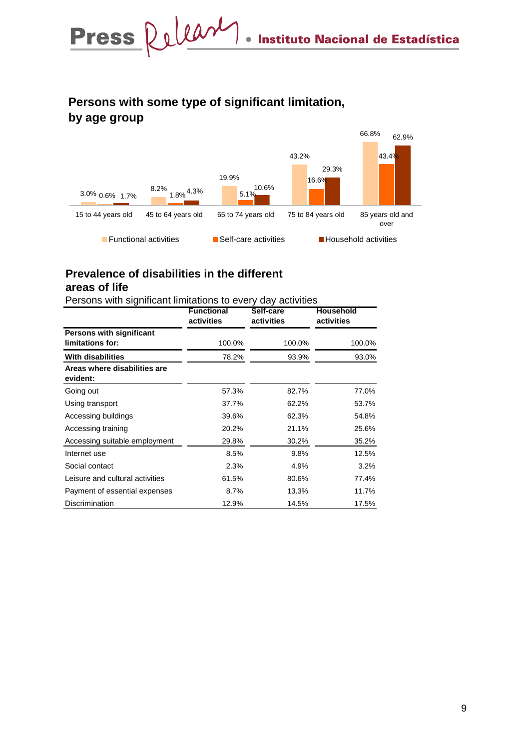## Persons with some type of significant limitation, by age group

3.0% 0.6% 1.7%
8.2% 1.8% 4.3%
19.9% 5.1% 10.6%
43.2% 16.6% 29.3%
66.8% 43.4% 62.9%

15 to 44 years old
45 to 64 years old
65 to 74 years old
75 to 84 years old
85 years old and over

Functional activities
Self-care activities
Household activities

## Prevalence of disabilities in the different areas of life

Persons with significant limitations to every day activities

| | Functional activities | Self-care activities | Household activities |
|---|---|---|---|
| **Persons with significant limitations for:** | 100.0% | 100.0% | 100.0% |
| **With disabilities** | 78.2% | 93.9% | 93.0% |
| **Areas where disabilities are evident:** | | | |
| Going out | 57.3% | 82.7% | 77.0% |
| Using transport | 37.7% | 62.2% | 53.7% |
| Accessing buildings | 39.6% | 62.3% | 54.8% |
| Accessing training | 20.2% | 21.1% | 25.6% |
| Accessing suitable employment | 29.8% | 30.2% | 35.2% |
| Internet use | 8.5% | 9.8% | 12.5% |
| Social contact | 2.3% | 4.9% | 3.2% |
| Leisure and cultural activities | 61.5% | 80.6% | 77.4% |
| Payment of essential expenses | 8.7% | 13.3% | 11.7% |
| Discrimination | 12.9% | 14.5% | 17.5% |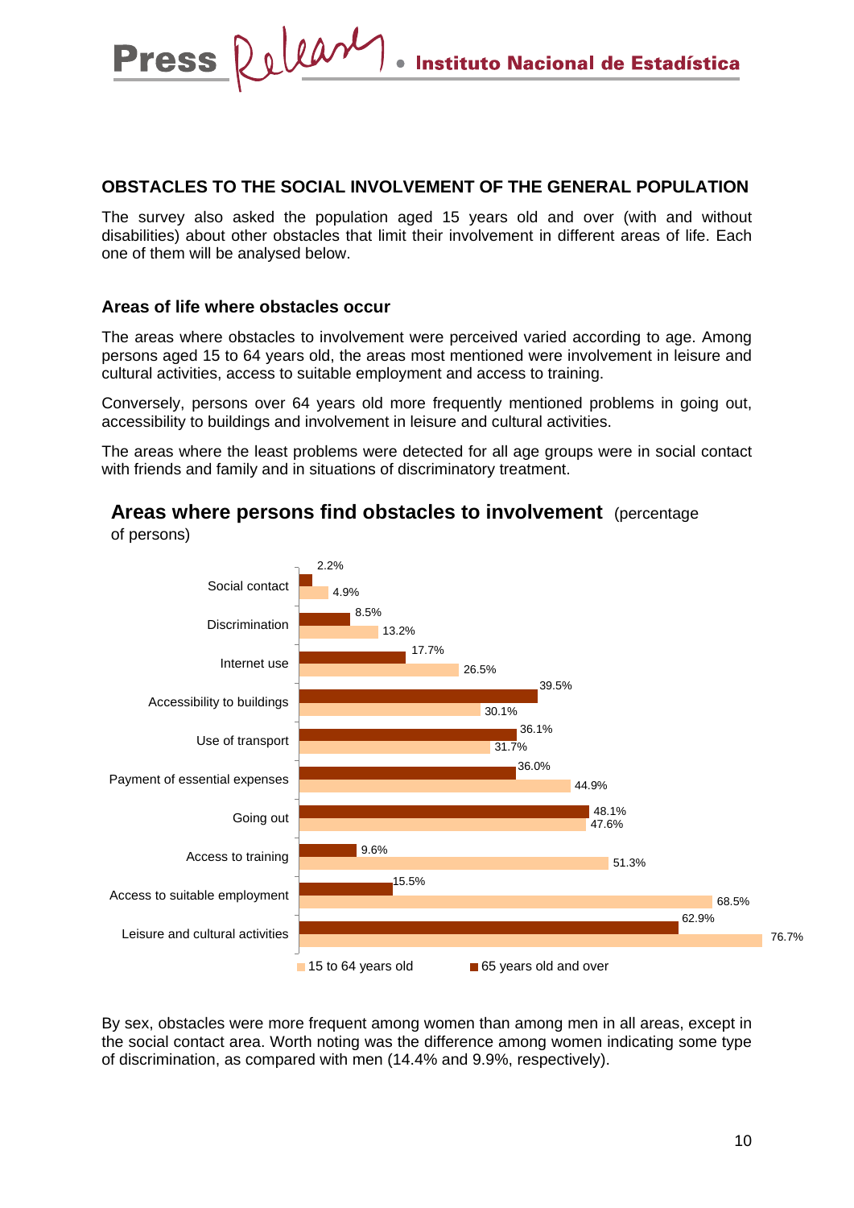## OBSTACLES TO THE SOCIAL INVOLVEMENT OF THE GENERAL POPULATION

The survey also asked the population aged 15 years old and over (with and without disabilities) about other obstacles that limit their involvement in different areas of life. Each one of them will be analysed below.

### Areas of life where obstacles occur

The areas where obstacles to involvement were perceived varied according to age. Among persons aged 15 to 64 years old, the areas most mentioned were involvement in leisure and cultural activities, access to suitable employment and access to training.

Conversely, persons over 64 years old more frequently mentioned problems in going out, accessibility to buildings and involvement in leisure and cultural activities.

The areas where the least problems were detected for all age groups were in social contact with friends and family and in situations of discriminatory treatment.

**Areas where persons find obstacles to involvement** (percentage of persons)

Social contact 2.2% 4.9%
Discrimination 8.5% 13.2%
Internet use 17.7% 26.5%
Accessibility to buildings 39.5% 30.1%
Use of transport 36.1% 31.7%
Payment of essential expenses 36.0% 44.9%
Going out 48.1% 47.6%
Access to training 9.6% 51.3%
Access to suitable employment 15.5% 68.5%
Leisure and cultural activities 62.9% 76.7%

15 to 64 years old
65 years old and over

By sex, obstacles were more frequent among women than among men in all areas, except in the social contact area. Worth noting was the difference among women indicating some type of discrimination, as compared with men (14.4% and 9.9%, respectively).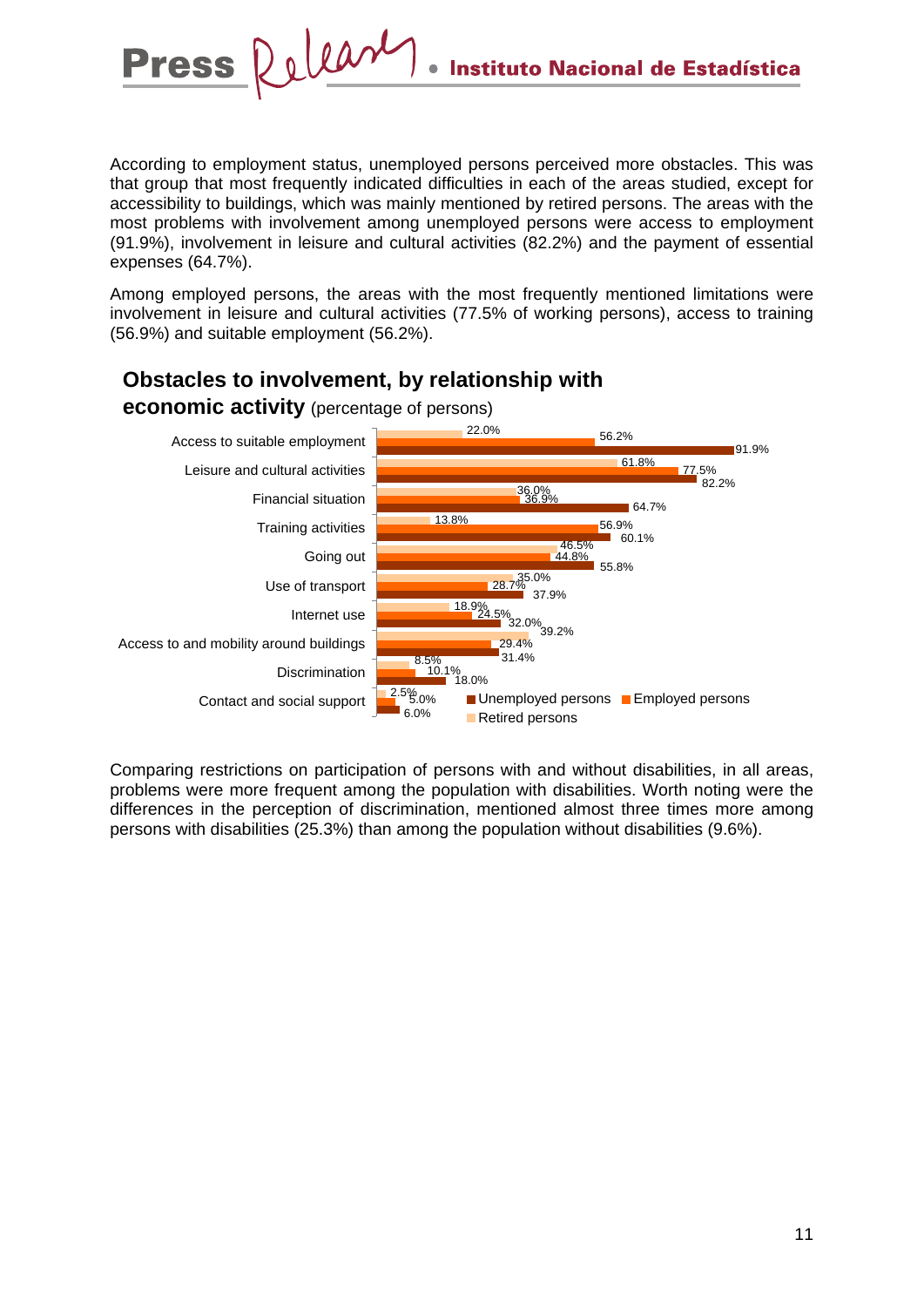According to employment status, unemployed persons perceived more obstacles. This was that group that most frequently indicated difficulties in each of the areas studied, except for accessibility to buildings, which was mainly mentioned by retired persons. The areas with the most problems with involvement among unemployed persons were access to employment (91.9%), involvement in leisure and cultural activities (82.2%) and the payment of essential expenses (64.7%).

Among employed persons, the areas with the most frequently mentioned limitations were involvement in leisure and cultural activities (77.5% of working persons), access to training (56.9%) and suitable employment (56.2%).

## Obstacles to involvement, by relationship with economic activity (percentage of persons)

Access to suitable employment
22.0%
56.2%
91.9%

Leisure and cultural activities
61.8%
77.5%
82.2%

Financial situation
36.0%
36.9%
64.7%

Training activities
13.8%
56.9%
60.1%

Going out
46.5%
44.8%
55.8%

Use of transport
35.0%
28.7%
37.9%

Internet use
18.9%
24.5%
32.0%

Access to and mobility around buildings
39.2%
29.4%
31.4%

Discrimination
8.5%
10.1%
18.0%

Contact and social support
2.5%
5.0%
6.0%

Unemployed persons
Employed persons
Retired persons

Comparing restrictions on participation of persons with and without disabilities, in all areas, problems were more frequent among the population with disabilities. Worth noting were the differences in the perception of discrimination, mentioned almost three times more among persons with disabilities (25.3%) than among the population without disabilities (9.6%).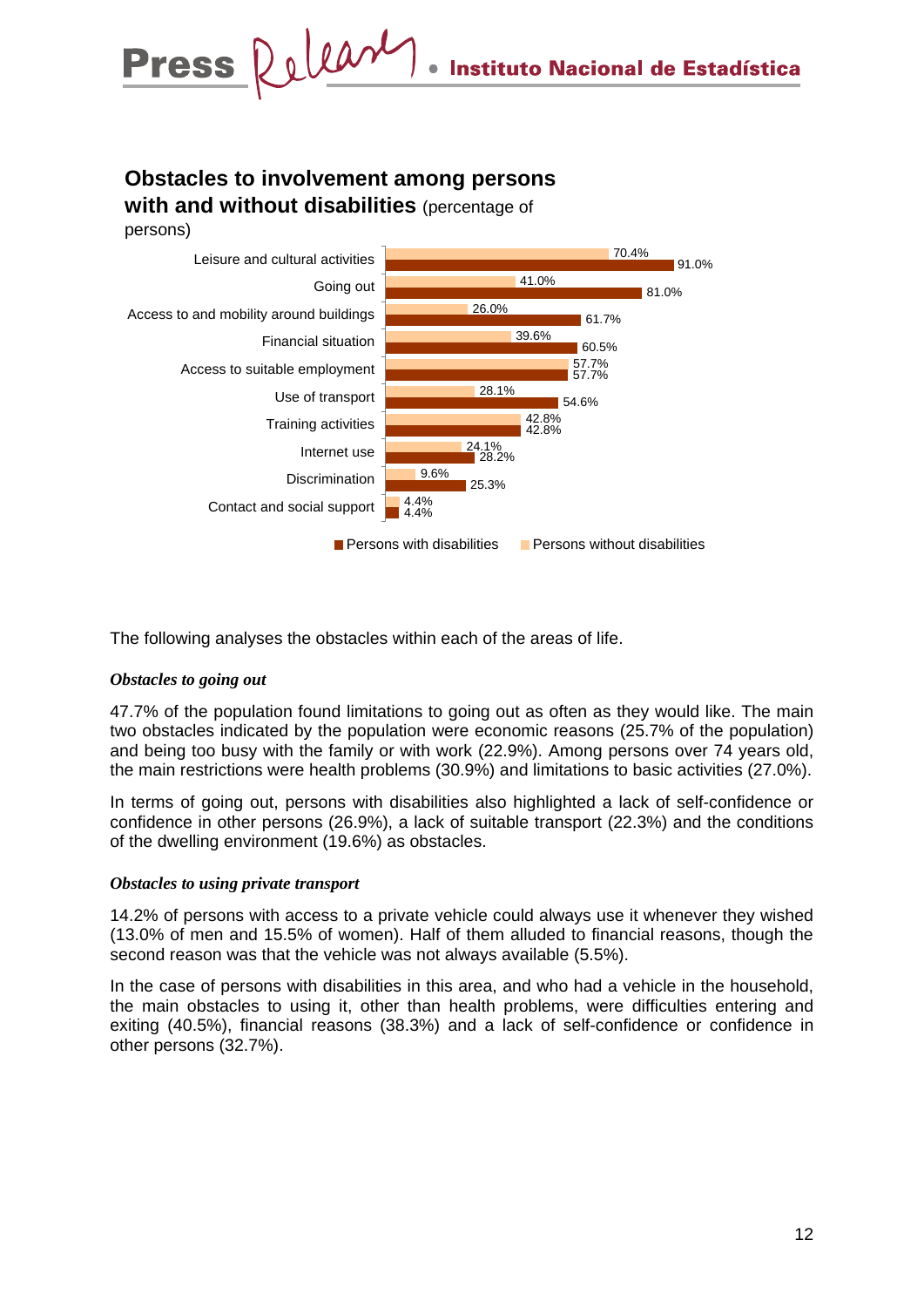**Obstacles to involvement among persons with and without disabilities** (percentage of persons)

Leisure and cultural activities
70.4%
91.0%

Going out
41.0%
81.0%

Access to and mobility around buildings
26.0%
61.7%

Financial situation
39.6%
60.5%

Access to suitable employment
57.7%
57.7%

Use of transport
28.1%
54.6%

Training activities
42.8%
42.8%

Internet use
24.1%
28.2%

Discrimination
9.6%
25.3%

Contact and social support
4.4%
4.4%

Persons with disabilities
Persons without disabilities

The following analyses the obstacles within each of the areas of life.

***Obstacles to going out***

47.7% of the population found limitations to going out as often as they would like. The main two obstacles indicated by the population were economic reasons (25.7% of the population) and being too busy with the family or with work (22.9%). Among persons over 74 years old, the main restrictions were health problems (30.9%) and limitations to basic activities (27.0%).

In terms of going out, persons with disabilities also highlighted a lack of self-confidence or confidence in other persons (26.9%), a lack of suitable transport (22.3%) and the conditions of the dwelling environment (19.6%) as obstacles.

***Obstacles to using private transport***

14.2% of persons with access to a private vehicle could always use it whenever they wished (13.0% of men and 15.5% of women). Half of them alluded to financial reasons, though the second reason was that the vehicle was not always available (5.5%).

In the case of persons with disabilities in this area, and who had a vehicle in the household, the main obstacles to using it, other than health problems, were difficulties entering and exiting (40.5%), financial reasons (38.3%) and a lack of self-confidence or confidence in other persons (32.7%).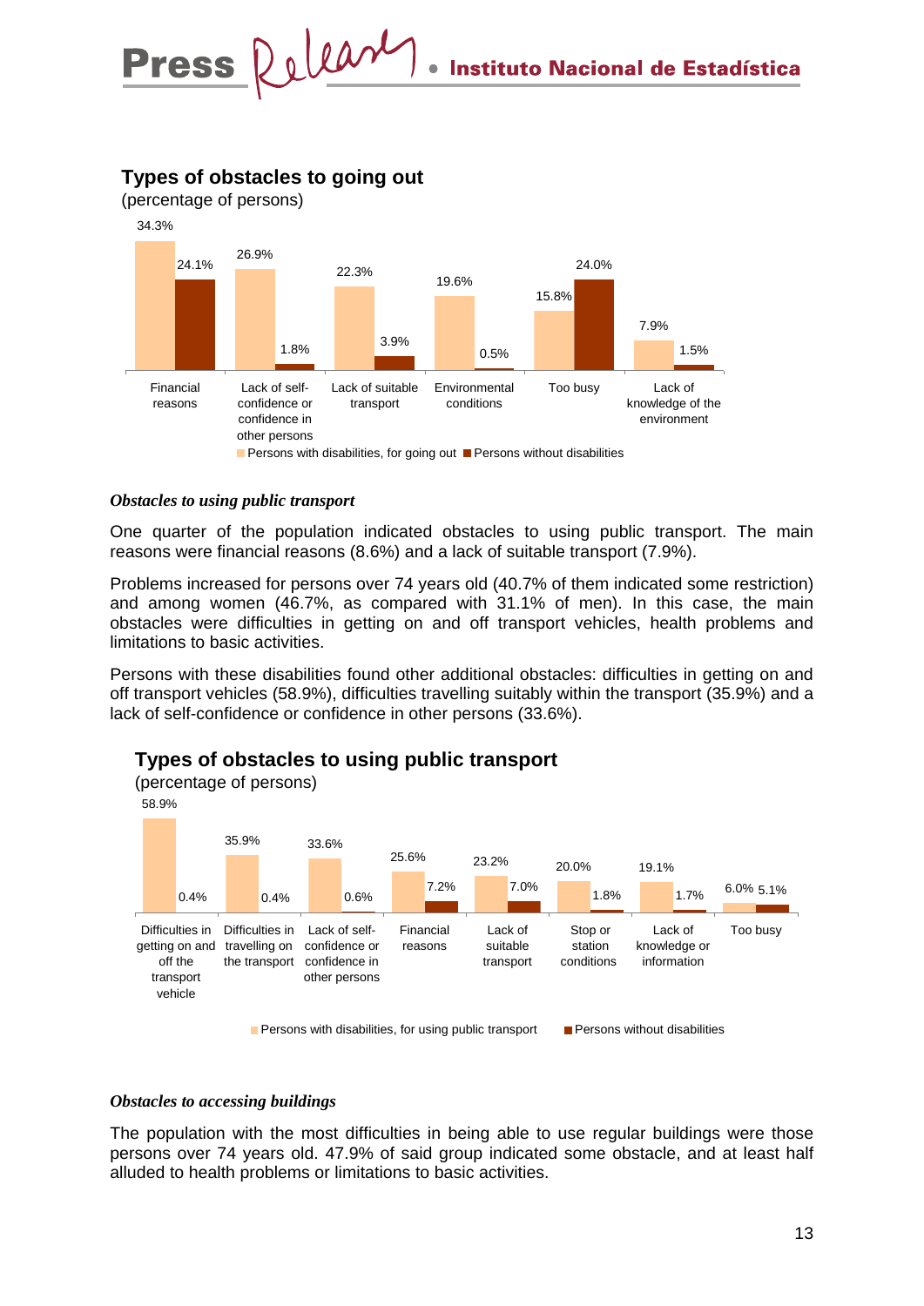## Types of obstacles to going out

(percentage of persons)

34.3%
24.1%
26.9%
1.8%
22.3%
3.9%
19.6%
0.5%
15.8%
24.0%
7.9%
1.5%

Financial reasons
Lack of self-confidence or confidence in other persons
Lack of suitable transport
Environmental conditions
Too busy
Lack of knowledge of the environment

Persons with disabilities, for going out
Persons without disabilities

### *Obstacles to using public transport*

One quarter of the population indicated obstacles to using public transport. The main reasons were financial reasons (8.6%) and a lack of suitable transport (7.9%).

Problems increased for persons over 74 years old (40.7% of them indicated some restriction) and among women (46.7%, as compared with 31.1% of men). In this case, the main obstacles were difficulties in getting on and off transport vehicles, health problems and limitations to basic activities.

Persons with these disabilities found other additional obstacles: difficulties in getting on and off transport vehicles (58.9%), difficulties travelling suitably within the transport (35.9%) and a lack of self-confidence or confidence in other persons (33.6%).

## Types of obstacles to using public transport

(percentage of persons)

58.9%
0.4%
35.9%
0.4%
33.6%
0.6%
25.6%
7.2%
23.2%
7.0%
20.0%
1.8%
19.1%
1.7%
6.0%
5.1%

Difficulties in getting on and off the transport vehicle
Difficulties in travelling on the transport
Lack of self-confidence or confidence in other persons
Financial reasons
Lack of suitable transport
Stop or station conditions
Lack of knowledge or information
Too busy

Persons with disabilities, for using public transport
Persons without disabilities

### *Obstacles to accessing buildings*

The population with the most difficulties in being able to use regular buildings were those persons over 74 years old. 47.9% of said group indicated some obstacle, and at least half alluded to health problems or limitations to basic activities.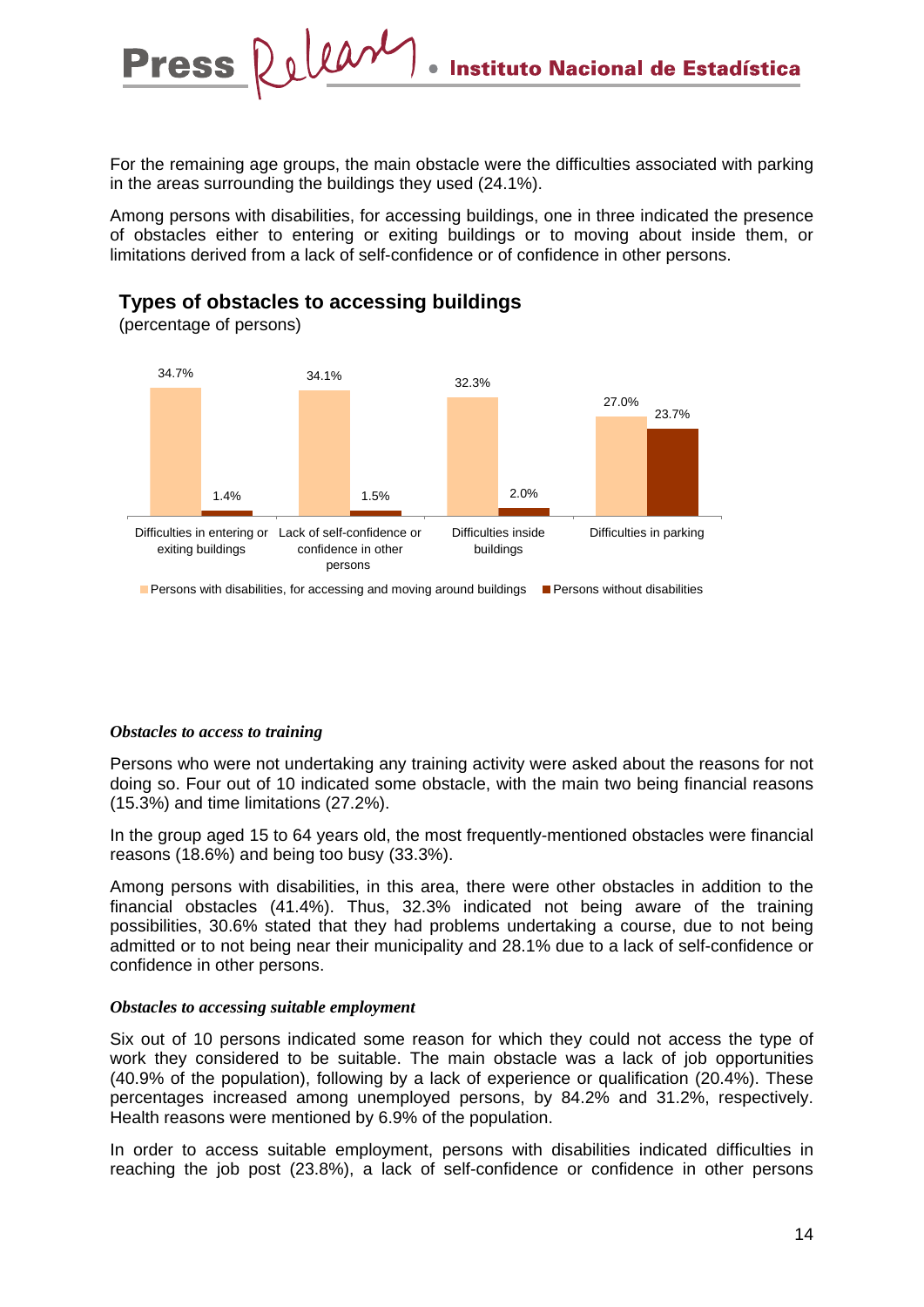For the remaining age groups, the main obstacle were the difficulties associated with parking in the areas surrounding the buildings they used (24.1%).

Among persons with disabilities, for accessing buildings, one in three indicated the presence of obstacles either to entering or exiting buildings or to moving about inside them, or limitations derived from a lack of self-confidence or of confidence in other persons.

## Types of obstacles to accessing buildings

(percentage of persons)

34.7%
1.4%
34.1%
1.5%
32.3%
2.0%
27.0%
23.7%

Difficulties in entering or exiting buildings
Lack of self-confidence or confidence in other persons
Difficulties inside buildings
Difficulties in parking

Persons with disabilities, for accessing and moving around buildings
Persons without disabilities

### *Obstacles to access to training*

Persons who were not undertaking any training activity were asked about the reasons for not doing so. Four out of 10 indicated some obstacle, with the main two being financial reasons (15.3%) and time limitations (27.2%).

In the group aged 15 to 64 years old, the most frequently-mentioned obstacles were financial reasons (18.6%) and being too busy (33.3%).

Among persons with disabilities, in this area, there were other obstacles in addition to the financial obstacles (41.4%). Thus, 32.3% indicated not being aware of the training possibilities, 30.6% stated that they had problems undertaking a course, due to not being admitted or to not being near their municipality and 28.1% due to a lack of self-confidence or confidence in other persons.

### *Obstacles to accessing suitable employment*

Six out of 10 persons indicated some reason for which they could not access the type of work they considered to be suitable. The main obstacle was a lack of job opportunities (40.9% of the population), following by a lack of experience or qualification (20.4%). These percentages increased among unemployed persons, by 84.2% and 31.2%, respectively. Health reasons were mentioned by 6.9% of the population.

In order to access suitable employment, persons with disabilities indicated difficulties in reaching the job post (23.8%), a lack of self-confidence or confidence in other persons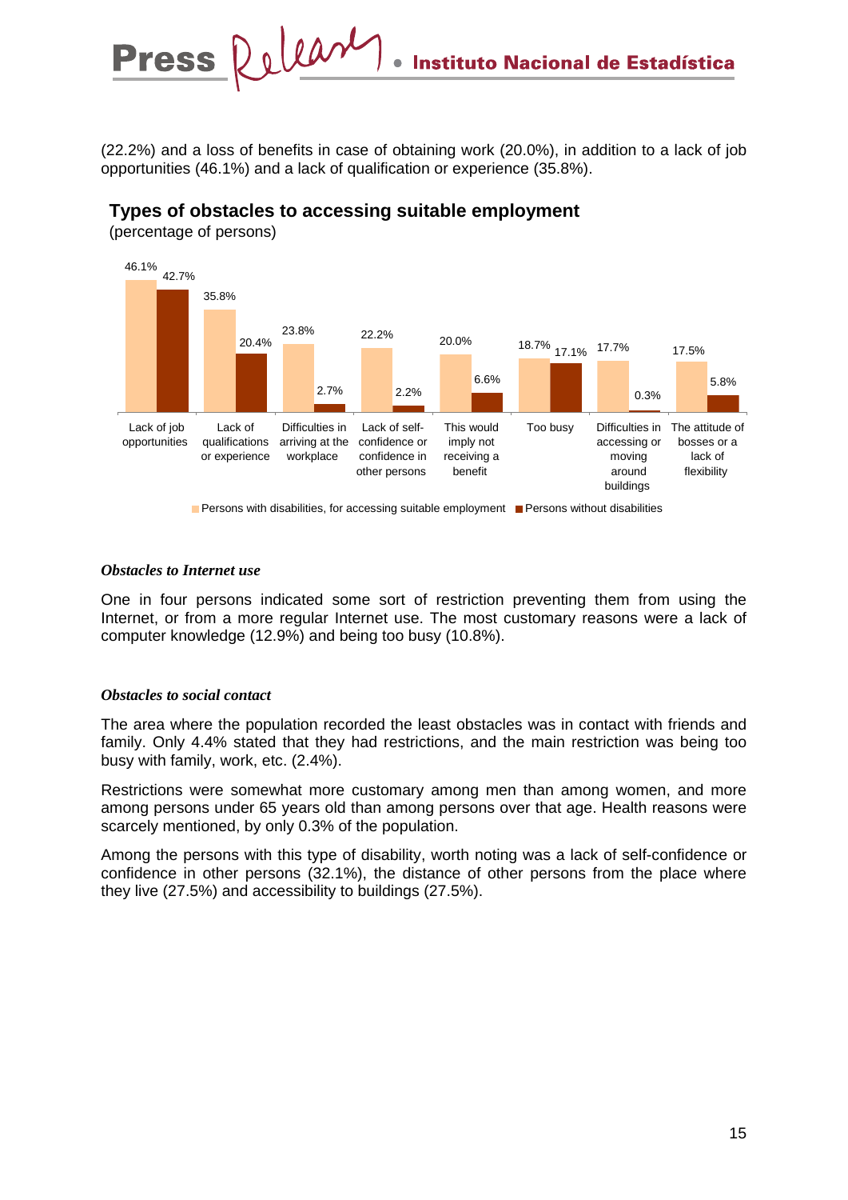(22.2%) and a loss of benefits in case of obtaining work (20.0%), in addition to a lack of job opportunities (46.1%) and a lack of qualification or experience (35.8%).

## Types of obstacles to accessing suitable employment

(percentage of persons)

46.1% 42.7%
35.8% 20.4%
23.8% 2.7%
22.2% 2.2%
20.0% 6.6%
18.7% 17.1%
17.7% 0.3%
17.5% 5.8%

Lack of job opportunities
Lack of qualifications or experience
Difficulties in arriving at the workplace
Lack of self-confidence or confidence in other persons
This would imply not receiving a benefit
Too busy
Difficulties in accessing or moving around buildings
The attitude of bosses or a lack of flexibility

Persons with disabilities, for accessing suitable employment
Persons without disabilities

### *Obstacles to Internet use*

One in four persons indicated some sort of restriction preventing them from using the Internet, or from a more regular Internet use. The most customary reasons were a lack of computer knowledge (12.9%) and being too busy (10.8%).

### *Obstacles to social contact*

The area where the population recorded the least obstacles was in contact with friends and family. Only 4.4% stated that they had restrictions, and the main restriction was being too busy with family, work, etc. (2.4%).

Restrictions were somewhat more customary among men than among women, and more among persons under 65 years old than among persons over that age. Health reasons were scarcely mentioned, by only 0.3% of the population.

Among the persons with this type of disability, worth noting was a lack of self-confidence or confidence in other persons (32.1%), the distance of other persons from the place where they live (27.5%) and accessibility to buildings (27.5%).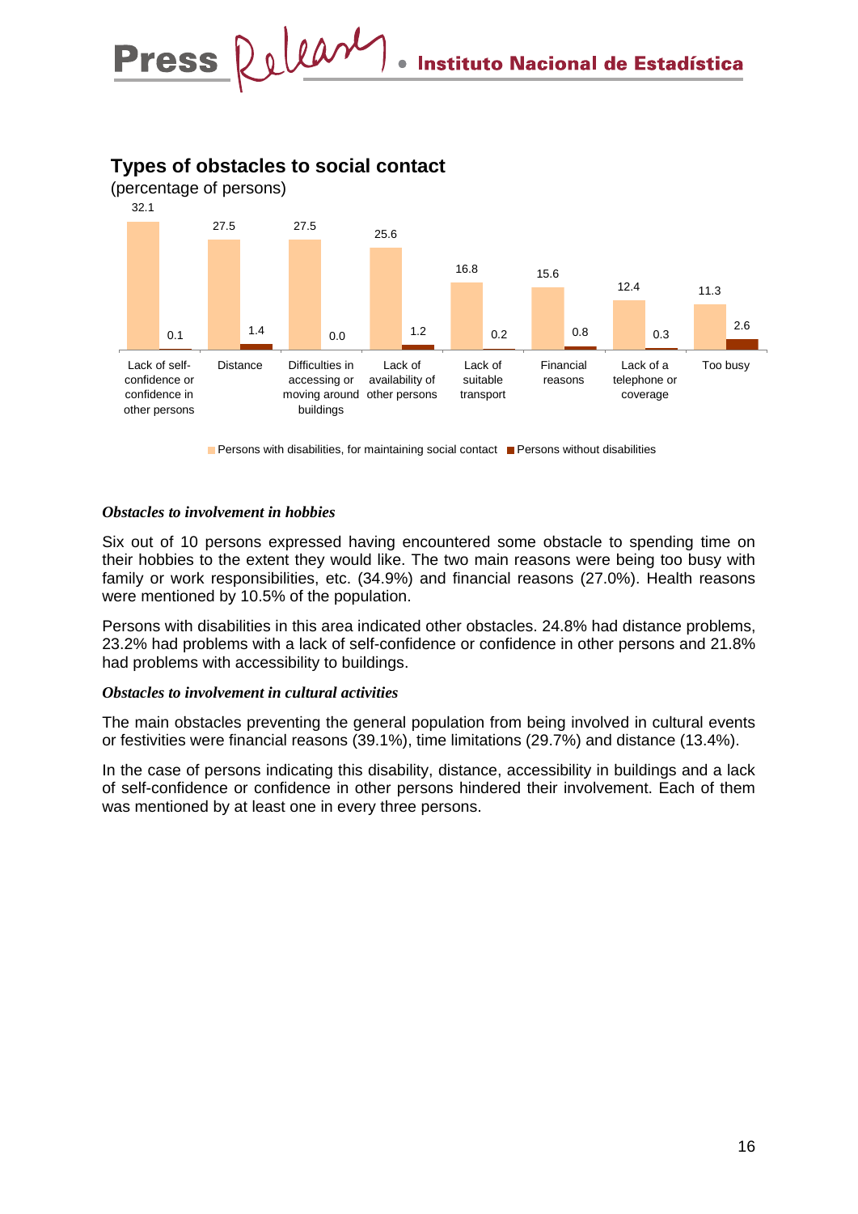## Types of obstacles to social contact

(percentage of persons)

32.1
0.1
Lack of self-confidence or confidence in other persons

27.5
1.4
Distance

27.5
0.0
Difficulties in accessing or moving around buildings

25.6
1.2
Lack of availability of other persons

16.8
0.2
Lack of suitable transport

15.6
0.8
Financial reasons

12.4
0.3
Lack of a telephone or coverage

11.3
2.6
Too busy

Persons with disabilities, for maintaining social contact
Persons without disabilities

***Obstacles to involvement in hobbies***

Six out of 10 persons expressed having encountered some obstacle to spending time on their hobbies to the extent they would like. The two main reasons were being too busy with family or work responsibilities, etc. (34.9%) and financial reasons (27.0%). Health reasons were mentioned by 10.5% of the population.

Persons with disabilities in this area indicated other obstacles. 24.8% had distance problems, 23.2% had problems with a lack of self-confidence or confidence in other persons and 21.8% had problems with accessibility to buildings.

***Obstacles to involvement in cultural activities***

The main obstacles preventing the general population from being involved in cultural events or festivities were financial reasons (39.1%), time limitations (29.7%) and distance (13.4%).

In the case of persons indicating this disability, distance, accessibility in buildings and a lack of self-confidence or confidence in other persons hindered their involvement. Each of them was mentioned by at least one in every three persons.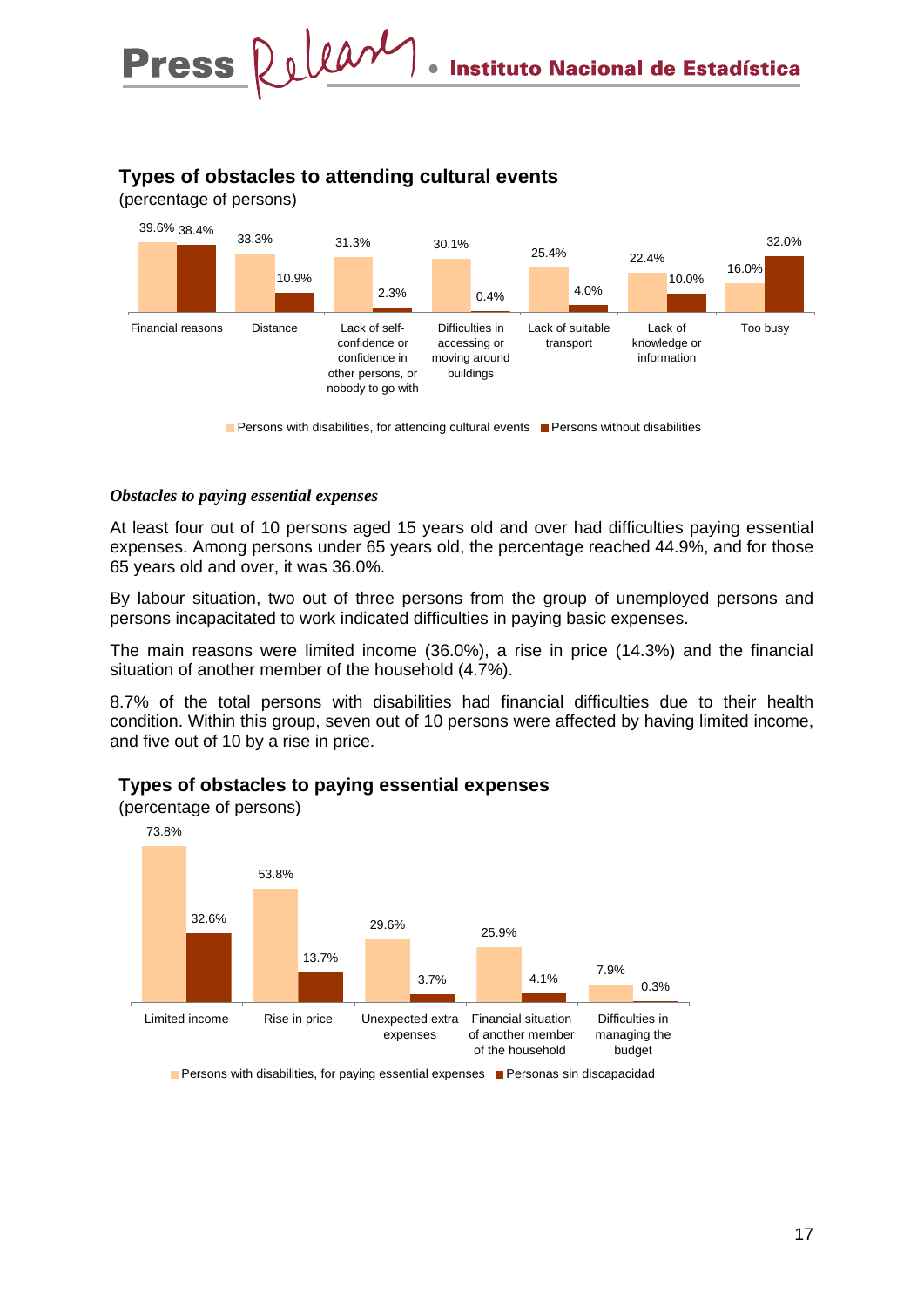## Types of obstacles to attending cultural events

(percentage of persons)

| | Persons with disabilities, for attending cultural events | Persons without disabilities |
|---|---|---|
| Financial reasons | 39.6% | 38.4% |
| Distance | 33.3% | 10.9% |
| Lack of self-confidence or confidence in other persons, or nobody to go with | 31.3% | 2.3% |
| Difficulties in accessing or moving around buildings | 30.1% | 0.4% |
| Lack of suitable transport | 25.4% | 4.0% |
| Lack of knowledge or information | 22.4% | 10.0% |
| Too busy | 16.0% | 32.0% |

### *Obstacles to paying essential expenses*

At least four out of 10 persons aged 15 years old and over had difficulties paying essential expenses. Among persons under 65 years old, the percentage reached 44.9%, and for those 65 years old and over, it was 36.0%.

By labour situation, two out of three persons from the group of unemployed persons and persons incapacitated to work indicated difficulties in paying basic expenses.

The main reasons were limited income (36.0%), a rise in price (14.3%) and the financial situation of another member of the household (4.7%).

8.7% of the total persons with disabilities had financial difficulties due to their health condition. Within this group, seven out of 10 persons were affected by having limited income, and five out of 10 by a rise in price.

## Types of obstacles to paying essential expenses

(percentage of persons)

| | Persons with disabilities, for paying essential expenses | Personas sin discapacidad |
|---|---|---|
| Limited income | 73.8% | 32.6% |
| Rise in price | 53.8% | 13.7% |
| Unexpected extra expenses | 29.6% | 3.7% |
| Financial situation of another member of the household | 25.9% | 4.1% |
| Difficulties in managing the budget | 7.9% | 0.3% |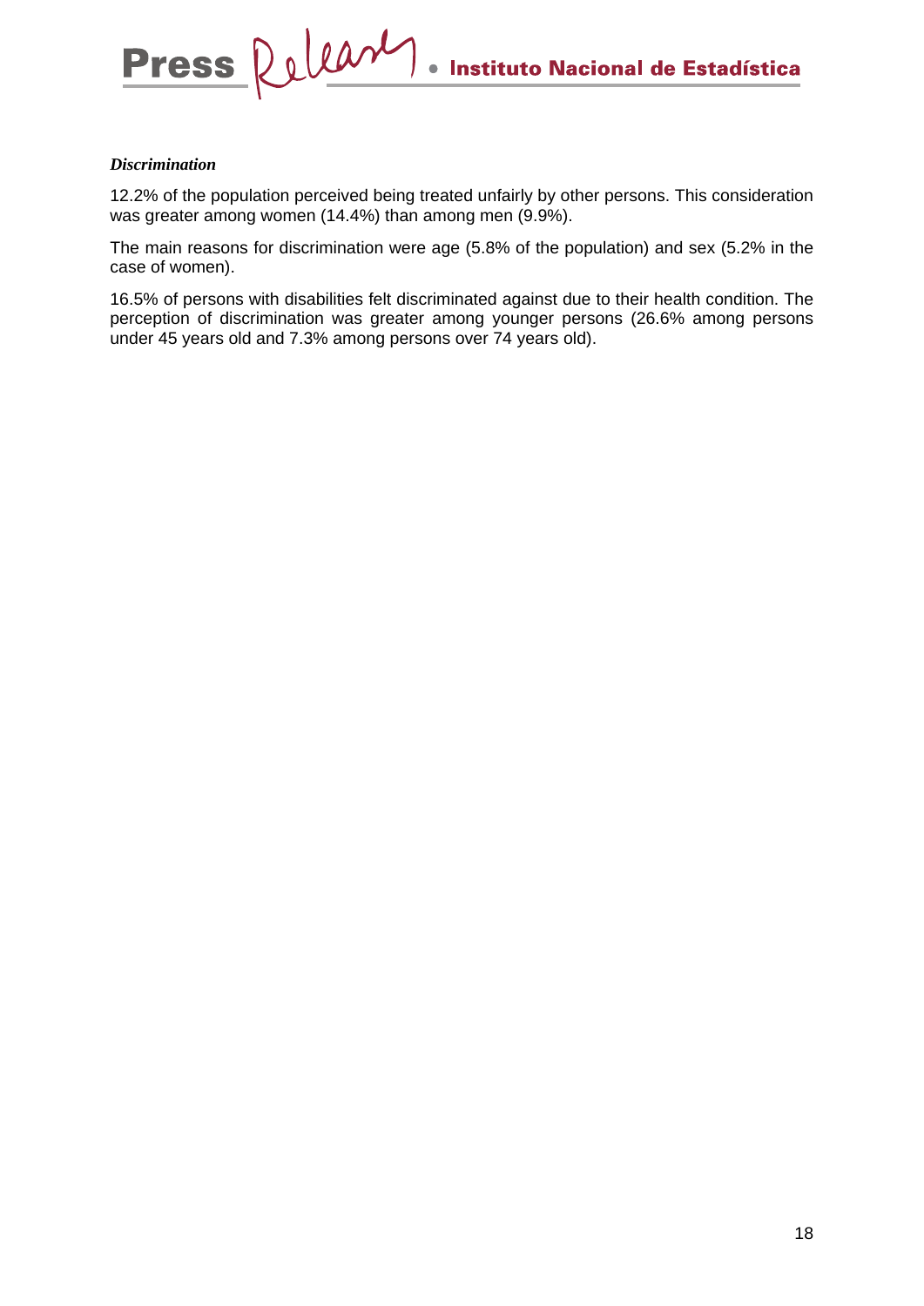*Discrimination*

12.2% of the population perceived being treated unfairly by other persons. This consideration was greater among women (14.4%) than among men (9.9%).

The main reasons for discrimination were age (5.8% of the population) and sex (5.2% in the case of women).

16.5% of persons with disabilities felt discriminated against due to their health condition. The perception of discrimination was greater among younger persons (26.6% among persons under 45 years old and 7.3% among persons over 74 years old).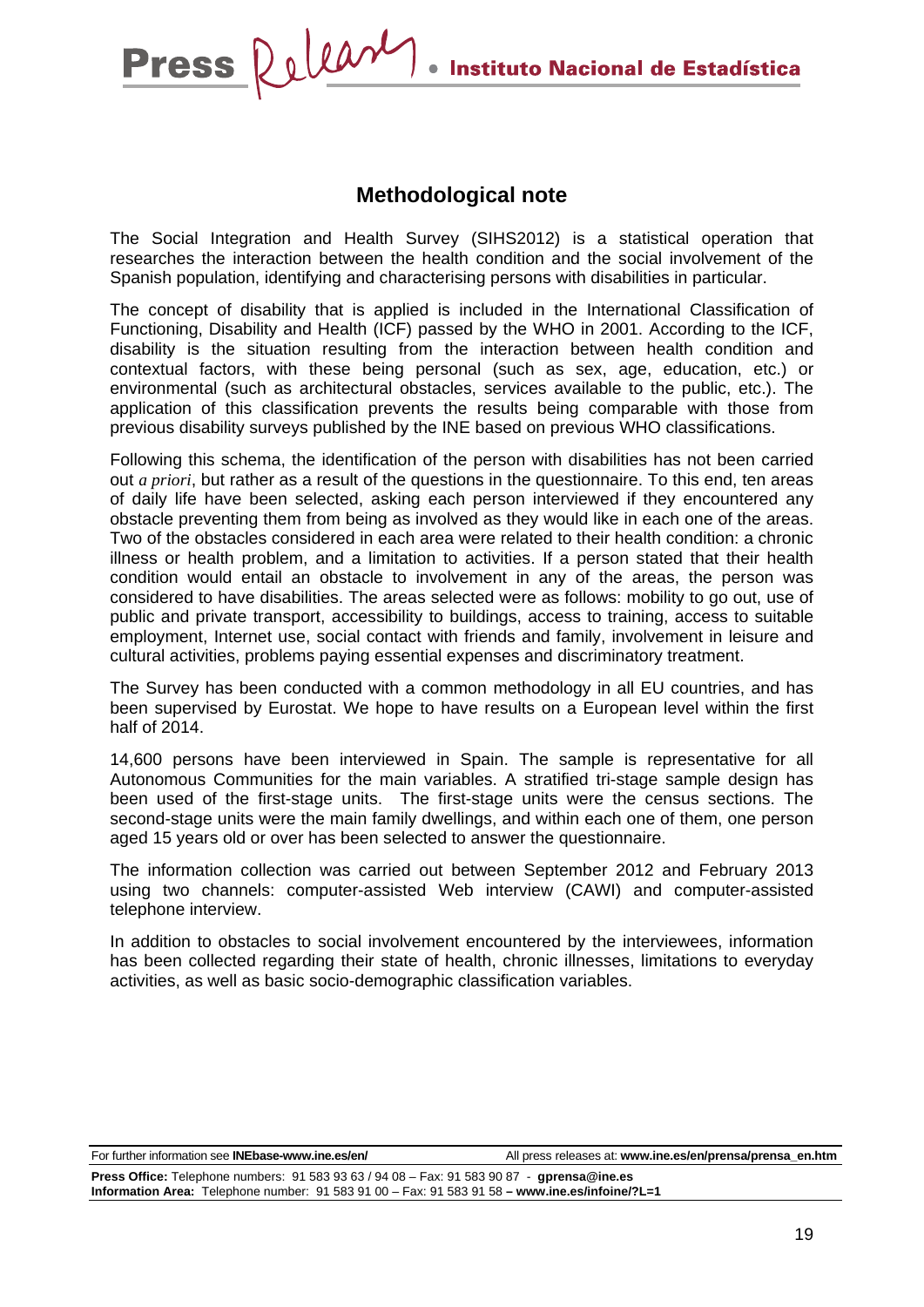## Methodological note

The Social Integration and Health Survey (SIHS2012) is a statistical operation that researches the interaction between the health condition and the social involvement of the Spanish population, identifying and characterising persons with disabilities in particular.

The concept of disability that is applied is included in the International Classification of Functioning, Disability and Health (ICF) passed by the WHO in 2001. According to the ICF, disability is the situation resulting from the interaction between health condition and contextual factors, with these being personal (such as sex, age, education, etc.) or environmental (such as architectural obstacles, services available to the public, etc.). The application of this classification prevents the results being comparable with those from previous disability surveys published by the INE based on previous WHO classifications.

Following this schema, the identification of the person with disabilities has not been carried out *a priori*, but rather as a result of the questions in the questionnaire. To this end, ten areas of daily life have been selected, asking each person interviewed if they encountered any obstacle preventing them from being as involved as they would like in each one of the areas. Two of the obstacles considered in each area were related to their health condition: a chronic illness or health problem, and a limitation to activities. If a person stated that their health condition would entail an obstacle to involvement in any of the areas, the person was considered to have disabilities. The areas selected were as follows: mobility to go out, use of public and private transport, accessibility to buildings, access to training, access to suitable employment, Internet use, social contact with friends and family, involvement in leisure and cultural activities, problems paying essential expenses and discriminatory treatment.

The Survey has been conducted with a common methodology in all EU countries, and has been supervised by Eurostat. We hope to have results on a European level within the first half of 2014.

14,600 persons have been interviewed in Spain. The sample is representative for all Autonomous Communities for the main variables. A stratified tri-stage sample design has been used of the first-stage units. The first-stage units were the census sections. The second-stage units were the main family dwellings, and within each one of them, one person aged 15 years old or over has been selected to answer the questionnaire.

The information collection was carried out between September 2012 and February 2013 using two channels: computer-assisted Web interview (CAWI) and computer-assisted telephone interview.

In addition to obstacles to social involvement encountered by the interviewees, information has been collected regarding their state of health, chronic illnesses, limitations to everyday activities, as well as basic socio-demographic classification variables.